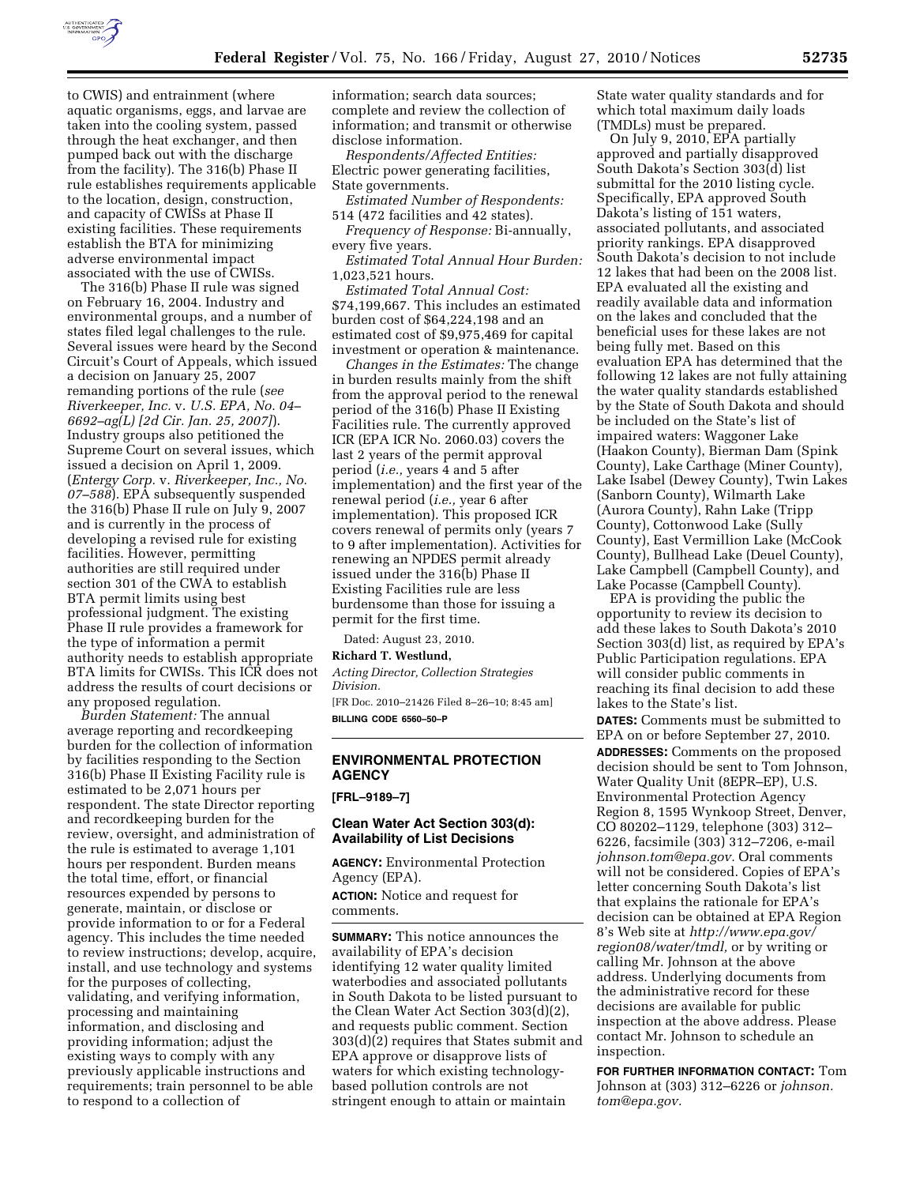to CWIS) and entrainment (where aquatic organisms, eggs, and larvae are taken into the cooling system, passed through the heat exchanger, and then pumped back out with the discharge from the facility). The 316(b) Phase II rule establishes requirements applicable to the location, design, construction, and capacity of CWISs at Phase II existing facilities. These requirements establish the BTA for minimizing adverse environmental impact associated with the use of CWISs.

The 316(b) Phase II rule was signed on February 16, 2004. Industry and environmental groups, and a number of states filed legal challenges to the rule. Several issues were heard by the Second Circuit's Court of Appeals, which issued a decision on January 25, 2007 remanding portions of the rule (*see Riverkeeper, Inc.* v. *U.S. EPA, No. 04–6692–ag(L) [2d Cir. Jan. 25, 2007]*). Industry groups also petitioned the Supreme Court on several issues, which issued a decision on April 1, 2009. (*Entergy Corp.* v. *Riverkeeper, Inc., No. 07–588*). EPA subsequently suspended the 316(b) Phase II rule on July 9, 2007 and is currently in the process of developing a revised rule for existing facilities. However, permitting authorities are still required under section 301 of the CWA to establish BTA permit limits using best professional judgment. The existing Phase II rule provides a framework for the type of information a permit authority needs to establish appropriate BTA limits for CWISs. This ICR does not address the results of court decisions or any proposed regulation.

*Burden Statement:* The annual average reporting and recordkeeping burden for the collection of information by facilities responding to the Section 316(b) Phase II Existing Facility rule is estimated to be 2,071 hours per respondent. The state Director reporting and recordkeeping burden for the review, oversight, and administration of the rule is estimated to average 1,101 hours per respondent. Burden means the total time, effort, or financial resources expended by persons to generate, maintain, or disclose or provide information to or for a Federal agency. This includes the time needed to review instructions; develop, acquire, install, and use technology and systems for the purposes of collecting, validating, and verifying information, processing and maintaining information, and disclosing and providing information; adjust the existing ways to comply with any previously applicable instructions and requirements; train personnel to be able to respond to a collection of information; search data sources; complete and review the collection of information; and transmit or otherwise disclose information.

*Respondents/Affected Entities:* Electric power generating facilities, State governments.

*Estimated Number of Respondents:* 514 (472 facilities and 42 states).

*Frequency of Response:* Bi-annually, every five years.

*Estimated Total Annual Hour Burden:* 1,023,521 hours.

*Estimated Total Annual Cost:* $74,199,667. This includes an estimated burden cost of $64,224,198 and an estimated cost of $9,975,469 for capital investment or operation & maintenance.

*Changes in the Estimates:* The change in burden results mainly from the shift from the approval period to the renewal period of the 316(b) Phase II Existing Facilities rule. The currently approved ICR (EPA ICR No. 2060.03) covers the last 2 years of the permit approval period (*i.e.,* years 4 and 5 after implementation) and the first year of the renewal period (*i.e.,* year 6 after implementation). This proposed ICR covers renewal of permits only (years 7 to 9 after implementation). Activities for renewing an NPDES permit already issued under the 316(b) Phase II Existing Facilities rule are less burdensome than those for issuing a permit for the first time.

Dated: August 23, 2010.

**Richard T. Westlund,**

*Acting Director, Collection Strategies Division.*

[FR Doc. 2010–21426 Filed 8–26–10; 8:45 am]

**BILLING CODE 6560–50–P**

## ENVIRONMENTAL PROTECTION AGENCY

**[FRL–9189–7]**

### Clean Water Act Section 303(d): Availability of List Decisions

**AGENCY:** Environmental Protection Agency (EPA).

**ACTION:** Notice and request for comments.

**SUMMARY:** This notice announces the availability of EPA's decision identifying 12 water quality limited waterbodies and associated pollutants in South Dakota to be listed pursuant to the Clean Water Act Section 303(d)(2), and requests public comment. Section 303(d)(2) requires that States submit and EPA approve or disapprove lists of waters for which existing technology-based pollution controls are not stringent enough to attain or maintain State water quality standards and for which total maximum daily loads (TMDLs) must be prepared.

On July 9, 2010, EPA partially approved and partially disapproved South Dakota's Section 303(d) list submittal for the 2010 listing cycle. Specifically, EPA approved South Dakota's listing of 151 waters, associated pollutants, and associated priority rankings. EPA disapproved South Dakota's decision to not include 12 lakes that had been on the 2008 list. EPA evaluated all the existing and readily available data and information on the lakes and concluded that the beneficial uses for these lakes are not being fully met. Based on this evaluation EPA has determined that the following 12 lakes are not fully attaining the water quality standards established by the State of South Dakota and should be included on the State's list of impaired waters: Waggoner Lake (Haakon County), Bierman Dam (Spink County), Lake Carthage (Miner County), Lake Isabel (Dewey County), Twin Lakes (Sanborn County), Wilmarth Lake (Aurora County), Rahn Lake (Tripp County), Cottonwood Lake (Sully County), East Vermillion Lake (McCook County), Bullhead Lake (Deuel County), Lake Campbell (Campbell County), and Lake Pocasse (Campbell County).

EPA is providing the public the opportunity to review its decision to add these lakes to South Dakota's 2010 Section 303(d) list, as required by EPA's Public Participation regulations. EPA will consider public comments in reaching its final decision to add these lakes to the State's list.

**DATES:** Comments must be submitted to EPA on or before September 27, 2010.

**ADDRESSES:** Comments on the proposed decision should be sent to Tom Johnson, Water Quality Unit (8EPR–EP), U.S. Environmental Protection Agency Region 8, 1595 Wynkoop Street, Denver, CO 80202–1129, telephone (303) 312–6226, facsimile (303) 312–7206, e-mail *johnson.tom@epa.gov.* Oral comments will not be considered. Copies of EPA's letter concerning South Dakota's list that explains the rationale for EPA's decision can be obtained at EPA Region 8's Web site at *http://www.epa.gov/region08/water/tmdl,* or by writing or calling Mr. Johnson at the above address. Underlying documents from the administrative record for these decisions are available for public inspection at the above address. Please contact Mr. Johnson to schedule an inspection.

**FOR FURTHER INFORMATION CONTACT:** Tom Johnson at (303) 312–6226 or *johnson.tom@epa.gov.*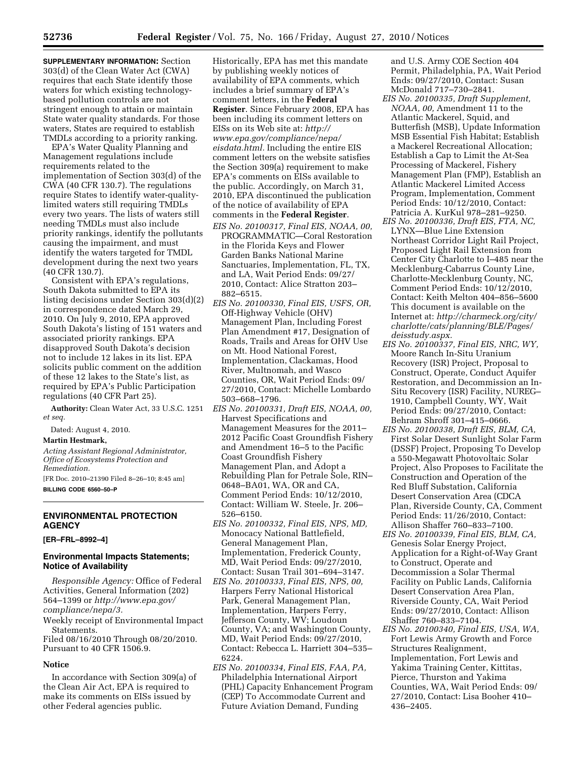**SUPPLEMENTARY INFORMATION:** Section 303(d) of the Clean Water Act (CWA) requires that each State identify those waters for which existing technology-based pollution controls are not stringent enough to attain or maintain State water quality standards. For those waters, States are required to establish TMDLs according to a priority ranking.

EPA's Water Quality Planning and Management regulations include requirements related to the implementation of Section 303(d) of the CWA (40 CFR 130.7). The regulations require States to identify water-quality-limited waters still requiring TMDLs every two years. The lists of waters still needing TMDLs must also include priority rankings, identify the pollutants causing the impairment, and must identify the waters targeted for TMDL development during the next two years (40 CFR 130.7).

Consistent with EPA's regulations, South Dakota submitted to EPA its listing decisions under Section 303(d)(2) in correspondence dated March 29, 2010. On July 9, 2010, EPA approved South Dakota's listing of 151 waters and associated priority rankings. EPA disapproved South Dakota's decision not to include 12 lakes in its list. EPA solicits public comment on the addition of these 12 lakes to the State's list, as required by EPA's Public Participation regulations (40 CFR Part 25).

**Authority:** Clean Water Act, 33 U.S.C. 1251 *et seq.*

Dated: August 4, 2010.

**Martin Hestmark,**

*Acting Assistant Regional Administrator, Office of Ecosystems Protection and Remediation.*

[FR Doc. 2010–21390 Filed 8–26–10; 8:45 am]

**BILLING CODE 6560–50–P**

## ENVIRONMENTAL PROTECTION AGENCY

**[ER–FRL–8992–4]**

### Environmental Impacts Statements; Notice of Availability

*Responsible Agency:* Office of Federal Activities, General Information (202) 564–1399 or *http://www.epa.gov/compliance/nepa/3.*

Weekly receipt of Environmental Impact Statements.

Filed 08/16/2010 Through 08/20/2010. Pursuant to 40 CFR 1506.9.

#### Notice

In accordance with Section 309(a) of the Clean Air Act, EPA is required to make its comments on EISs issued by other Federal agencies public. Historically, EPA has met this mandate by publishing weekly notices of availability of EPA comments, which includes a brief summary of EPA's comment letters, in the **Federal Register**. Since February 2008, EPA has been including its comment letters on EISs on its Web site at: *http://www.epa.gov/compliance/nepa/eisdata.html.* Including the entire EIS comment letters on the website satisfies the Section 309(a) requirement to make EPA's comments on EISs available to the public. Accordingly, on March 31, 2010, EPA discontinued the publication of the notice of availability of EPA comments in the **Federal Register**.

*EIS No. 20100317, Final EIS, NOAA, 00,* PROGRAMMATIC—Coral Restoration in the Florida Keys and Flower Garden Banks National Marine Sanctuaries, Implementation, FL, TX, and LA, Wait Period Ends: 09/27/2010, Contact: Alice Stratton 203–882–6515.

*EIS No. 20100330, Final EIS, USFS, OR,* Off-Highway Vehicle (OHV) Management Plan, Including Forest Plan Amendment #17, Designation of Roads, Trails and Areas for OHV Use on Mt. Hood National Forest, Implementation, Clackamas, Hood River, Multnomah, and Wasco Counties, OR, Wait Period Ends: 09/27/2010, Contact: Michelle Lombardo 503–668–1796.

*EIS No. 20100331, Draft EIS, NOAA, 00,* Harvest Specifications and Management Measures for the 2011–2012 Pacific Coast Groundfish Fishery and Amendment 16–5 to the Pacific Coast Groundfish Fishery Management Plan, and Adopt a Rebuilding Plan for Petrale Sole, RIN–0648–BA01, WA, OR and CA, Comment Period Ends: 10/12/2010, Contact: William W. Steele, Jr. 206–526–6150.

*EIS No. 20100332, Final EIS, NPS, MD,* Monocacy National Battlefield, General Management Plan, Implementation, Frederick County, MD, Wait Period Ends: 09/27/2010, Contact: Susan Trail 301–694–3147.

*EIS No. 20100333, Final EIS, NPS, 00,* Harpers Ferry National Historical Park, General Management Plan, Implementation, Harpers Ferry, Jefferson County, WV; Loudoun County, VA; and Washington County, MD, Wait Period Ends: 09/27/2010, Contact: Rebecca L. Harriett 304–535–6224.

*EIS No. 20100334, Final EIS, FAA, PA,* Philadelphia International Airport (PHL) Capacity Enhancement Program (CEP) To Accommodate Current and Future Aviation Demand, Funding and U.S. Army COE Section 404 Permit, Philadelphia, PA, Wait Period Ends: 09/27/2010, Contact: Susan McDonald 717–730–2841.

*EIS No. 20100335, Draft Supplement, NOAA, 00,* Amendment 11 to the Atlantic Mackerel, Squid, and Butterfish (MSB), Update Information MSB Essential Fish Habitat; Establish a Mackerel Recreational Allocation; Establish a Cap to Limit the At-Sea Processing of Mackerel, Fishery Management Plan (FMP), Establish an Atlantic Mackerel Limited Access Program, Implementation, Comment Period Ends: 10/12/2010, Contact: Patricia A. KurKul 978–281–9250.

*EIS No. 20100336, Draft EIS, FTA, NC,* LYNX—Blue Line Extension Northeast Corridor Light Rail Project, Proposed Light Rail Extension from Center City Charlotte to I–485 near the Mecklenburg-Cabarrus County Line, Charlotte-Mecklenburg County, NC, Comment Period Ends: 10/12/2010, Contact: Keith Melton 404–856–5600 This document is available on the Internet at: *http://charmeck.org/city/charlotte/cats/planning/BLE/Pages/deisstudy.aspx.*

*EIS No. 20100337, Final EIS, NRC, WY,* Moore Ranch In-Situ Uranium Recovery (ISR) Project, Proposal to Construct, Operate, Conduct Aquifer Restoration, and Decommission an In-Situ Recovery (ISR) Facility, NUREG–1910, Campbell County, WY, Wait Period Ends: 09/27/2010, Contact: Behram Shroff 301–415–0666.

*EIS No. 20100338, Draft EIS, BLM, CA,* First Solar Desert Sunlight Solar Farm (DSSF) Project, Proposing To Develop a 550-Megawatt Photovoltaic Solar Project, Also Proposes to Facilitate the Construction and Operation of the Red Bluff Substation, California Desert Conservation Area (CDCA Plan, Riverside County, CA, Comment Period Ends: 11/26/2010, Contact: Allison Shaffer 760–833–7100.

*EIS No. 20100339, Final EIS, BLM, CA,* Genesis Solar Energy Project, Application for a Right-of-Way Grant to Construct, Operate and Decommission a Solar Thermal Facility on Public Lands, California Desert Conservation Area Plan, Riverside County, CA, Wait Period Ends: 09/27/2010, Contact: Allison Shaffer 760–833–7104.

*EIS No. 20100340, Final EIS, USA, WA,* Fort Lewis Army Growth and Force Structures Realignment, Implementation, Fort Lewis and Yakima Training Center, Kittitas, Pierce, Thurston and Yakima Counties, WA, Wait Period Ends: 09/27/2010, Contact: Lisa Booher 410–436–2405.